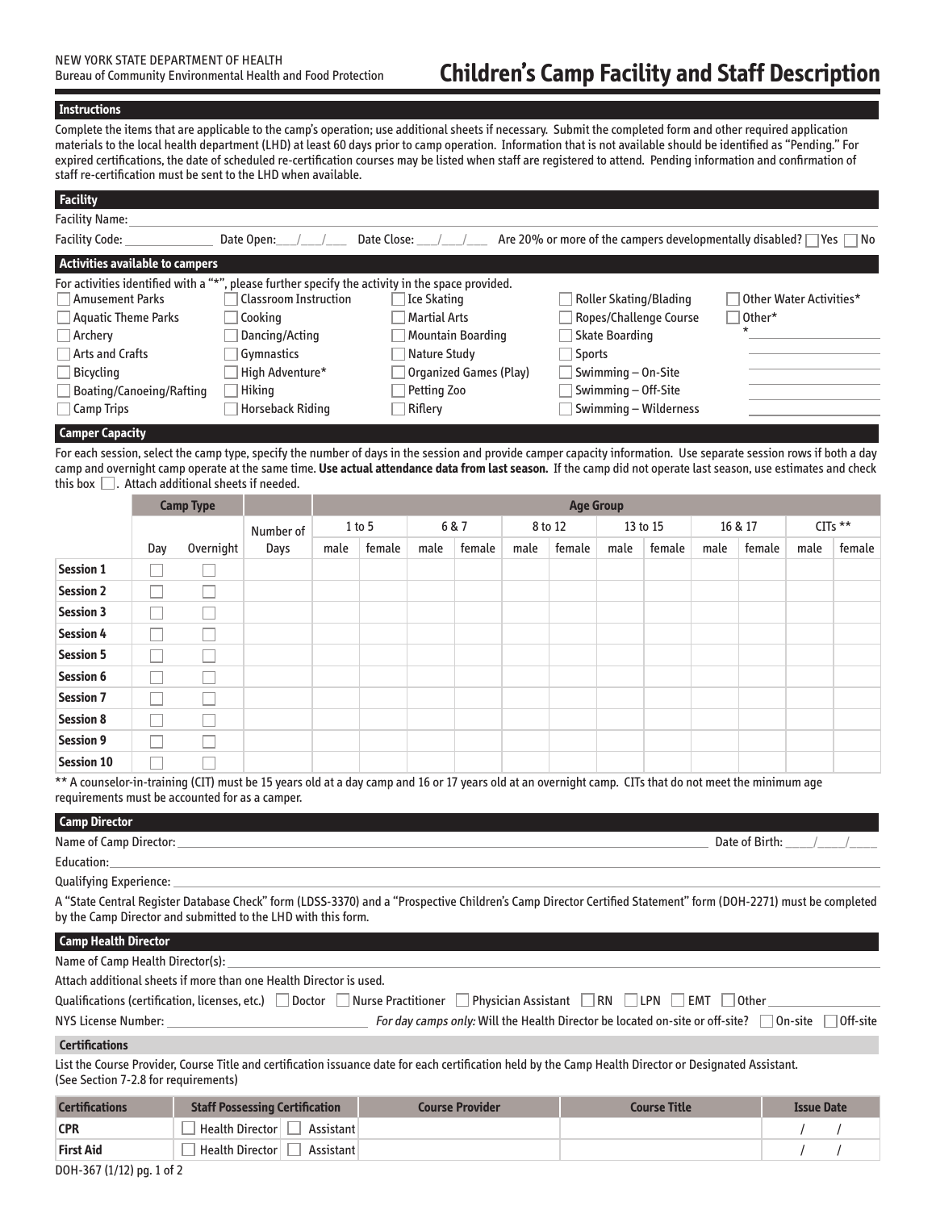NEW YORK STATE DEPARTMENT OF HEALTH
Bureau of Community Environmental Health and Food Protection

# Children's Camp Facility and Staff Description

## Instructions

Complete the items that are applicable to the camp's operation; use additional sheets if necessary. Submit the completed form and other required application materials to the local health department (LHD) at least 60 days prior to camp operation. Information that is not available should be identified as "Pending." For expired certifications, the date of scheduled re-certification courses may be listed when staff are registered to attend. Pending information and confirmation of staff re-certification must be sent to the LHD when available.

## Facility

Facility Name: ______________________________

Facility Code: ____________ Date Open: ___/___/___ Date Close: ___/___/___ Are 20% or more of the campers developmentally disabled? ☐ Yes ☐ No

## Activities available to campers

For activities identified with a "*", please further specify the activity in the space provided.

| | | | | |
|---|---|---|---|---|
| ☐ Amusement Parks | ☐ Classroom Instruction | ☐ Ice Skating | ☐ Roller Skating/Blading | ☐ Other Water Activities* |
| ☐ Aquatic Theme Parks | ☐ Cooking | ☐ Martial Arts | ☐ Ropes/Challenge Course | ☐ Other* |
| ☐ Archery | ☐ Dancing/Acting | ☐ Mountain Boarding | ☐ Skate Boarding | * ____________ |
| ☐ Arts and Crafts | ☐ Gymnastics | ☐ Nature Study | ☐ Sports | ____________ |
| ☐ Bicycling | ☐ High Adventure* | ☐ Organized Games (Play) | ☐ Swimming – On-Site | ____________ |
| ☐ Boating/Canoeing/Rafting | ☐ Hiking | ☐ Petting Zoo | ☐ Swimming – Off-Site | ____________ |
| ☐ Camp Trips | ☐ Horseback Riding | ☐ Riflery | ☐ Swimming – Wilderness | ____________ |

## Camper Capacity

For each session, select the camp type, specify the number of days in the session and provide camper capacity information. Use separate session rows if both a day camp and overnight camp operate at the same time. **Use actual attendance data from last season.** If the camp did not operate last season, use estimates and check this box ☐. Attach additional sheets if needed.

| | Camp Type | | Number of Days | Age Group | | | | | | | | | | | |
|---|---|---|---|---|---|---|---|---|---|---|---|---|---|---|---|
| | | | | 1 to 5 | | 6 & 7 | | 8 to 12 | | 13 to 15 | | 16 & 17 | | CITs ** | |
| | Day | Overnight | | male | female | male | female | male | female | male | female | male | female | male | female |
| **Session 1** | ☐ | ☐ | | | | | | | | | | | | | |
| **Session 2** | ☐ | ☐ | | | | | | | | | | | | | |
| **Session 3** | ☐ | ☐ | | | | | | | | | | | | | |
| **Session 4** | ☐ | ☐ | | | | | | | | | | | | | |
| **Session 5** | ☐ | ☐ | | | | | | | | | | | | | |
| **Session 6** | ☐ | ☐ | | | | | | | | | | | | | |
| **Session 7** | ☐ | ☐ | | | | | | | | | | | | | |
| **Session 8** | ☐ | ☐ | | | | | | | | | | | | | |
| **Session 9** | ☐ | ☐ | | | | | | | | | | | | | |
| **Session 10** | ☐ | ☐ | | | | | | | | | | | | | |

** A counselor-in-training (CIT) must be 15 years old at a day camp and 16 or 17 years old at an overnight camp. CITs that do not meet the minimum age requirements must be accounted for as a camper.

## Camp Director

Name of Camp Director: ______________________________ Date of Birth: ____/____/____

Education: ______________________________

Qualifying Experience: ______________________________

A "State Central Register Database Check" form (LDSS-3370) and a "Prospective Children's Camp Director Certified Statement" form (DOH-2271) must be completed by the Camp Director and submitted to the LHD with this form.

## Camp Health Director

Name of Camp Health Director(s): ______________________________

Attach additional sheets if more than one Health Director is used.

Qualifications (certification, licenses, etc.) ☐ Doctor ☐ Nurse Practitioner ☐ Physician Assistant ☐ RN ☐ LPN ☐ EMT ☐ Other ____________

NYS License Number: ____________ *For day camps only:* Will the Health Director be located on-site or off-site? ☐ On-site ☐ Off-site

### Certifications

List the Course Provider, Course Title and certification issuance date for each certification held by the Camp Health Director or Designated Assistant. (See Section 7-2.8 for requirements)

| Certifications | Staff Possessing Certification | Course Provider | Course Title | Issue Date |
|---|---|---|---|---|
| **CPR** | ☐ Health Director ☐ Assistant | | | / / |
| **First Aid** | ☐ Health Director ☐ Assistant | | | / / |

DOH-367 (1/12) pg. 1 of 2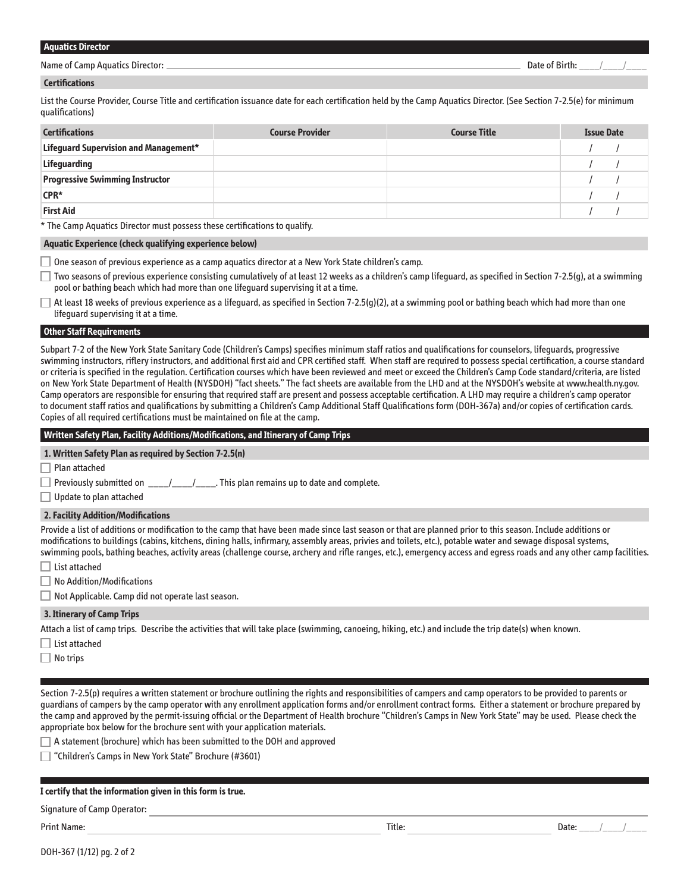## Aquatics Director

Name of Camp Aquatics Director: ______________________________ Date of Birth: ____/____/____

### Certifications

List the Course Provider, Course Title and certification issuance date for each certification held by the Camp Aquatics Director. (See Section 7-2.5(e) for minimum qualifications)

| Certifications | Course Provider | Course Title | Issue Date |
|---|---|---|---|
| Lifeguard Supervision and Management* | | | / / |
| Lifeguarding | | | / / |
| Progressive Swimming Instructor | | | / / |
| CPR* | | | / / |
| First Aid | | | / / |

* The Camp Aquatics Director must possess these certifications to qualify.

### Aquatic Experience (check qualifying experience below)

- ☐ One season of previous experience as a camp aquatics director at a New York State children's camp.
- ☐ Two seasons of previous experience consisting cumulatively of at least 12 weeks as a children's camp lifeguard, as specified in Section 7-2.5(g), at a swimming pool or bathing beach which had more than one lifeguard supervising it at a time.
- ☐ At least 18 weeks of previous experience as a lifeguard, as specified in Section 7-2.5(g)(2), at a swimming pool or bathing beach which had more than one lifeguard supervising it at a time.

## Other Staff Requirements

Subpart 7-2 of the New York State Sanitary Code (Children's Camps) specifies minimum staff ratios and qualifications for counselors, lifeguards, progressive swimming instructors, riflery instructors, and additional first aid and CPR certified staff. When staff are required to possess special certification, a course standard or criteria is specified in the regulation. Certification courses which have been reviewed and meet or exceed the Children's Camp Code standard/criteria, are listed on New York State Department of Health (NYSDOH) "fact sheets." The fact sheets are available from the LHD and at the NYSDOH's website at www.health.ny.gov. Camp operators are responsible for ensuring that required staff are present and possess acceptable certification. A LHD may require a children's camp operator to document staff ratios and qualifications by submitting a Children's Camp Additional Staff Qualifications form (DOH-367a) and/or copies of certification cards. Copies of all required certifications must be maintained on file at the camp.

## Written Safety Plan, Facility Additions/Modifications, and Itinerary of Camp Trips

### 1. Written Safety Plan as required by Section 7-2.5(n)

- ☐ Plan attached
- ☐ Previously submitted on ____/____/____. This plan remains up to date and complete.
- ☐ Update to plan attached

### 2. Facility Addition/Modifications

Provide a list of additions or modification to the camp that have been made since last season or that are planned prior to this season. Include additions or modifications to buildings (cabins, kitchens, dining halls, infirmary, assembly areas, privies and toilets, etc.), potable water and sewage disposal systems, swimming pools, bathing beaches, activity areas (challenge course, archery and rifle ranges, etc.), emergency access and egress roads and any other camp facilities.

- ☐ List attached
- ☐ No Addition/Modifications
- ☐ Not Applicable. Camp did not operate last season.

### 3. Itinerary of Camp Trips

Attach a list of camp trips. Describe the activities that will take place (swimming, canoeing, hiking, etc.) and include the trip date(s) when known.

- ☐ List attached
- ☐ No trips

---

Section 7-2.5(p) requires a written statement or brochure outlining the rights and responsibilities of campers and camp operators to be provided to parents or guardians of campers by the camp operator with any enrollment application forms and/or enrollment contract forms. Either a statement or brochure prepared by the camp and approved by the permit-issuing official or the Department of Health brochure "Children's Camps in New York State" may be used. Please check the appropriate box below for the brochure sent with your application materials.

- ☐ A statement (brochure) which has been submitted to the DOH and approved
- ☐ "Children's Camps in New York State" Brochure (#3601)

---

**I certify that the information given in this form is true.**

Signature of Camp Operator: ______________________________

Print Name: ______________________________ Title: ______________________________ Date: ____/____/____

DOH-367 (1/12)